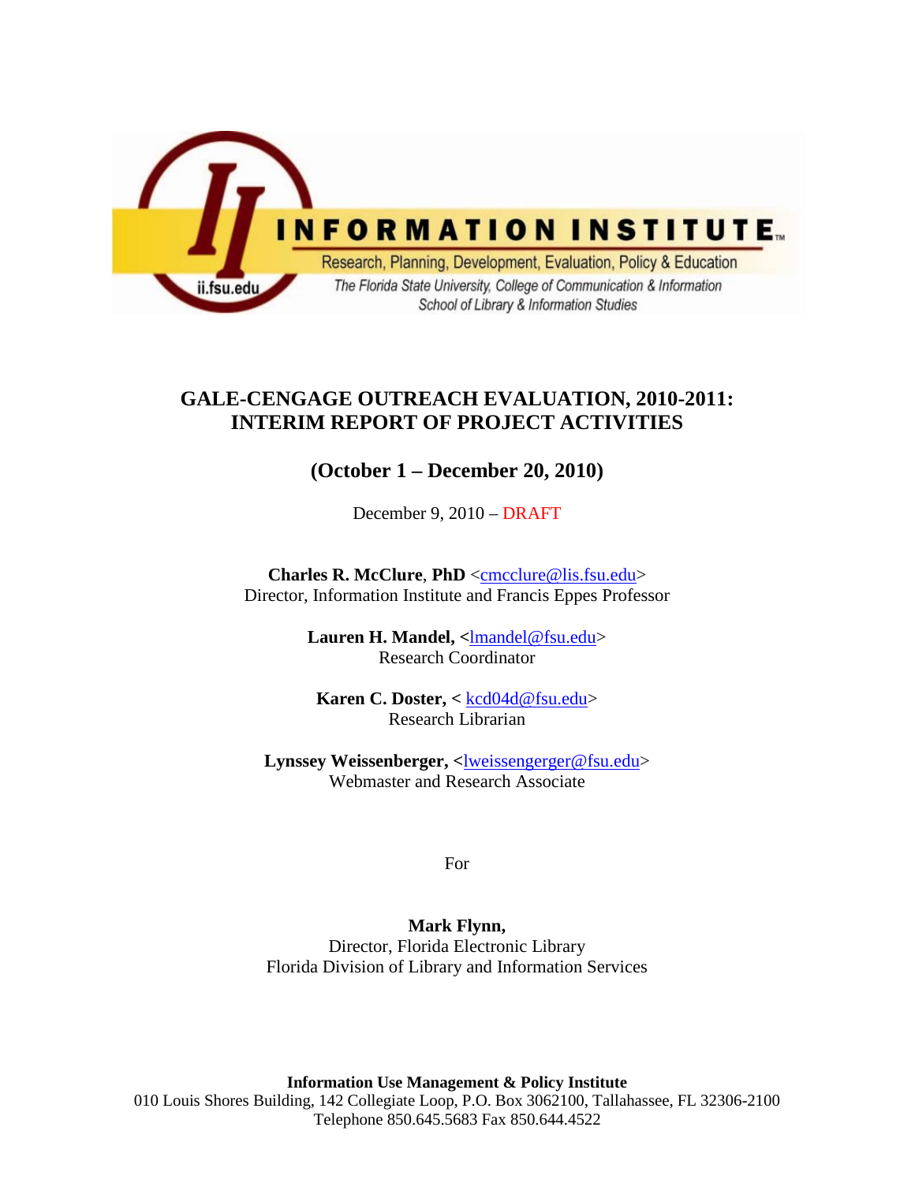INFORMATION INSTITUTE

Research, Planning, Development, Evaluation, Policy & Education

*The Florida State University, College of Communication & Information*
*School of Library & Information Studies*

ii.fsu.edu

# GALE-CENGAGE OUTREACH EVALUATION, 2010-2011: INTERIM REPORT OF PROJECT ACTIVITIES

## (October 1 – December 20, 2010)

December 9, 2010 – DRAFT

**Charles R. McClure**, **PhD** <cmcclure@lis.fsu.edu>
Director, Information Institute and Francis Eppes Professor

**Lauren H. Mandel, <**lmandel@fsu.edu>
Research Coordinator

**Karen C. Doster, <** kcd04d@fsu.edu>
Research Librarian

**Lynssey Weissenberger, <**lweissengerger@fsu.edu>
Webmaster and Research Associate

For

**Mark Flynn,**
Director, Florida Electronic Library
Florida Division of Library and Information Services

**Information Use Management & Policy Institute**
010 Louis Shores Building, 142 Collegiate Loop, P.O. Box 3062100, Tallahassee, FL 32306-2100
Telephone 850.645.5683 Fax 850.644.4522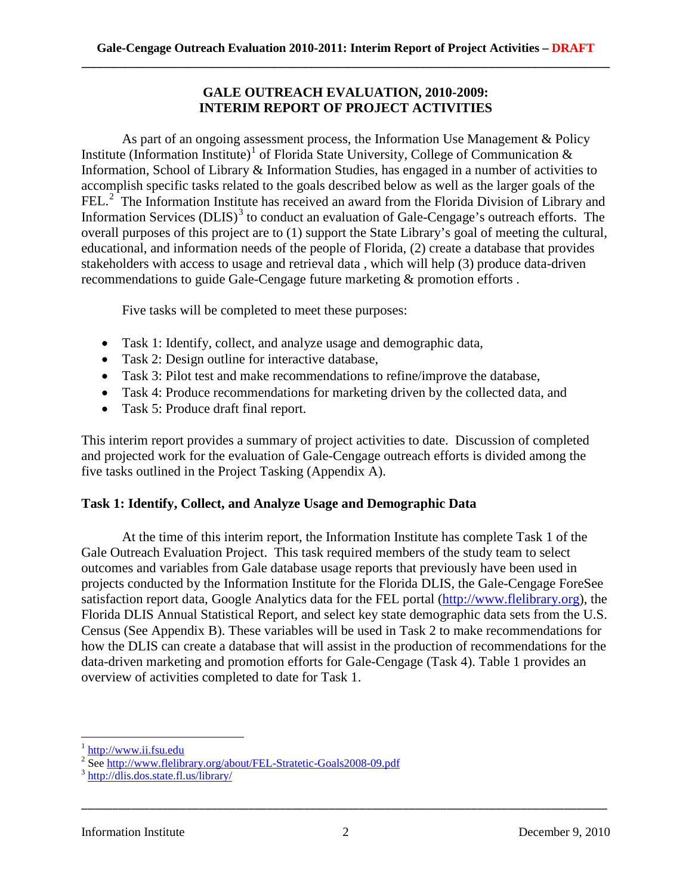## GALE OUTREACH EVALUATION, 2010-2009: INTERIM REPORT OF PROJECT ACTIVITIES

As part of an ongoing assessment process, the Information Use Management & Policy Institute (Information Institute)[1] of Florida State University, College of Communication & Information, School of Library & Information Studies, has engaged in a number of activities to accomplish specific tasks related to the goals described below as well as the larger goals of the FEL.[2] The Information Institute has received an award from the Florida Division of Library and Information Services (DLIS)[3] to conduct an evaluation of Gale-Cengage's outreach efforts. The overall purposes of this project are to (1) support the State Library's goal of meeting the cultural, educational, and information needs of the people of Florida, (2) create a database that provides stakeholders with access to usage and retrieval data , which will help (3) produce data-driven recommendations to guide Gale-Cengage future marketing & promotion efforts .

Five tasks will be completed to meet these purposes:

- Task 1: Identify, collect, and analyze usage and demographic data,
- Task 2: Design outline for interactive database,
- Task 3: Pilot test and make recommendations to refine/improve the database,
- Task 4: Produce recommendations for marketing driven by the collected data, and
- Task 5: Produce draft final report.

This interim report provides a summary of project activities to date. Discussion of completed and projected work for the evaluation of Gale-Cengage outreach efforts is divided among the five tasks outlined in the Project Tasking (Appendix A).

### Task 1: Identify, Collect, and Analyze Usage and Demographic Data

At the time of this interim report, the Information Institute has complete Task 1 of the Gale Outreach Evaluation Project. This task required members of the study team to select outcomes and variables from Gale database usage reports that previously have been used in projects conducted by the Information Institute for the Florida DLIS, the Gale-Cengage ForeSee satisfaction report data, Google Analytics data for the FEL portal (http://www.flelibrary.org), the Florida DLIS Annual Statistical Report, and select key state demographic data sets from the U.S. Census (See Appendix B). These variables will be used in Task 2 to make recommendations for how the DLIS can create a database that will assist in the production of recommendations for the data-driven marketing and promotion efforts for Gale-Cengage (Task 4). Table 1 provides an overview of activities completed to date for Task 1.

---

[1] http://www.ii.fsu.edu

[2] See http://www.flelibrary.org/about/FEL-Stratetic-Goals2008-09.pdf

[3] http://dlis.dos.state.fl.us/library/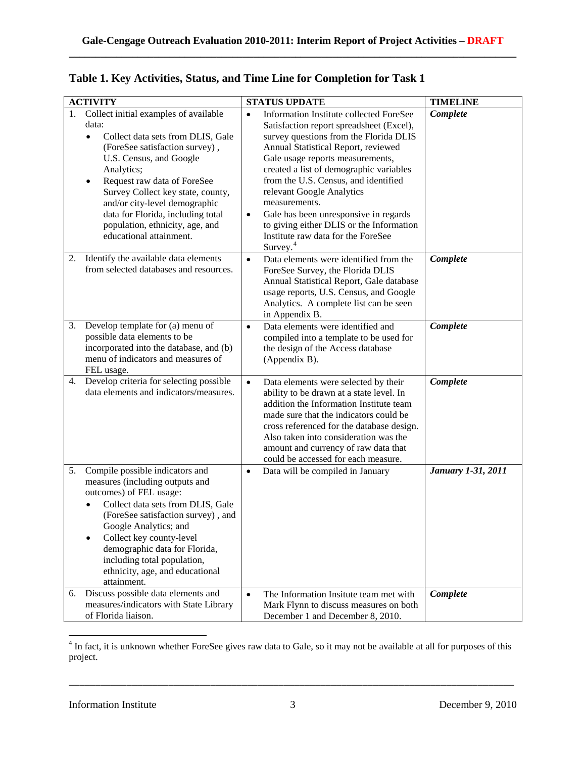## Table 1. Key Activities, Status, and Time Line for Completion for Task 1

| ACTIVITY | STATUS UPDATE | TIMELINE |
|---|---|---|
| 1. Collect initial examples of available data: <br>• Collect data sets from DLIS, Gale (ForeSee satisfaction survey) , U.S. Census, and Google Analytics; <br>• Request raw data of ForeSee Survey Collect key state, county, and/or city-level demographic data for Florida, including total population, ethnicity, age, and educational attainment. | • Information Institute collected ForeSee Satisfaction report spreadsheet (Excel), survey questions from the Florida DLIS Annual Statistical Report, reviewed Gale usage reports measurements, created a list of demographic variables from the U.S. Census, and identified relevant Google Analytics measurements. <br>• Gale has been unresponsive in regards to giving either DLIS or the Information Institute raw data for the ForeSee Survey.[4] | ***Complete*** |
| 2. Identify the available data elements from selected databases and resources. | • Data elements were identified from the ForeSee Survey, the Florida DLIS Annual Statistical Report, Gale database usage reports, U.S. Census, and Google Analytics. A complete list can be seen in Appendix B. | ***Complete*** |
| 3. Develop template for (a) menu of possible data elements to be incorporated into the database, and (b) menu of indicators and measures of FEL usage. | • Data elements were identified and compiled into a template to be used for the design of the Access database (Appendix B). | ***Complete*** |
| 4. Develop criteria for selecting possible data elements and indicators/measures. | • Data elements were selected by their ability to be drawn at a state level. In addition the Information Institute team made sure that the indicators could be cross referenced for the database design. Also taken into consideration was the amount and currency of raw data that could be accessed for each measure. | ***Complete*** |
| 5. Compile possible indicators and measures (including outputs and outcomes) of FEL usage: <br>• Collect data sets from DLIS, Gale (ForeSee satisfaction survey) , and Google Analytics; and <br>• Collect key county-level demographic data for Florida, including total population, ethnicity, age, and educational attainment. | • Data will be compiled in January | ***January 1-31, 2011*** |
| 6. Discuss possible data elements and measures/indicators with State Library of Florida liaison. | • The Information Insitute team met with Mark Flynn to discuss measures on both December 1 and December 8, 2010. | ***Complete*** |

[4] In fact, it is unknown whether ForeSee gives raw data to Gale, so it may not be available at all for purposes of this project.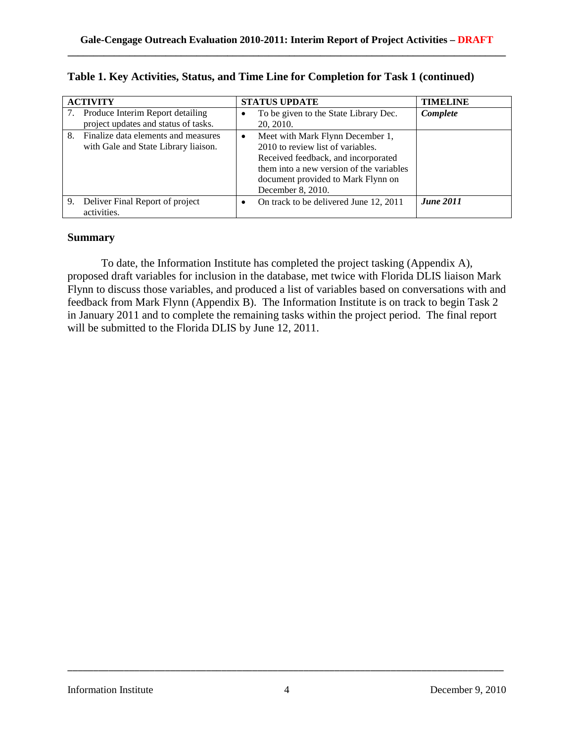**Table 1. Key Activities, Status, and Time Line for Completion for Task 1 (continued)**

| ACTIVITY | STATUS UPDATE | TIMELINE |
|---|---|---|
| 7. Produce Interim Report detailing project updates and status of tasks. | • To be given to the State Library Dec. 20, 2010. | ***Complete*** |
| 8. Finalize data elements and measures with Gale and State Library liaison. | • Meet with Mark Flynn December 1, 2010 to review list of variables. Received feedback, and incorporated them into a new version of the variables document provided to Mark Flynn on December 8, 2010. | |
| 9. Deliver Final Report of project activities. | • On track to be delivered June 12, 2011 | ***June 2011*** |

## Summary

To date, the Information Institute has completed the project tasking (Appendix A), proposed draft variables for inclusion in the database, met twice with Florida DLIS liaison Mark Flynn to discuss those variables, and produced a list of variables based on conversations with and feedback from Mark Flynn (Appendix B). The Information Institute is on track to begin Task 2 in January 2011 and to complete the remaining tasks within the project period. The final report will be submitted to the Florida DLIS by June 12, 2011.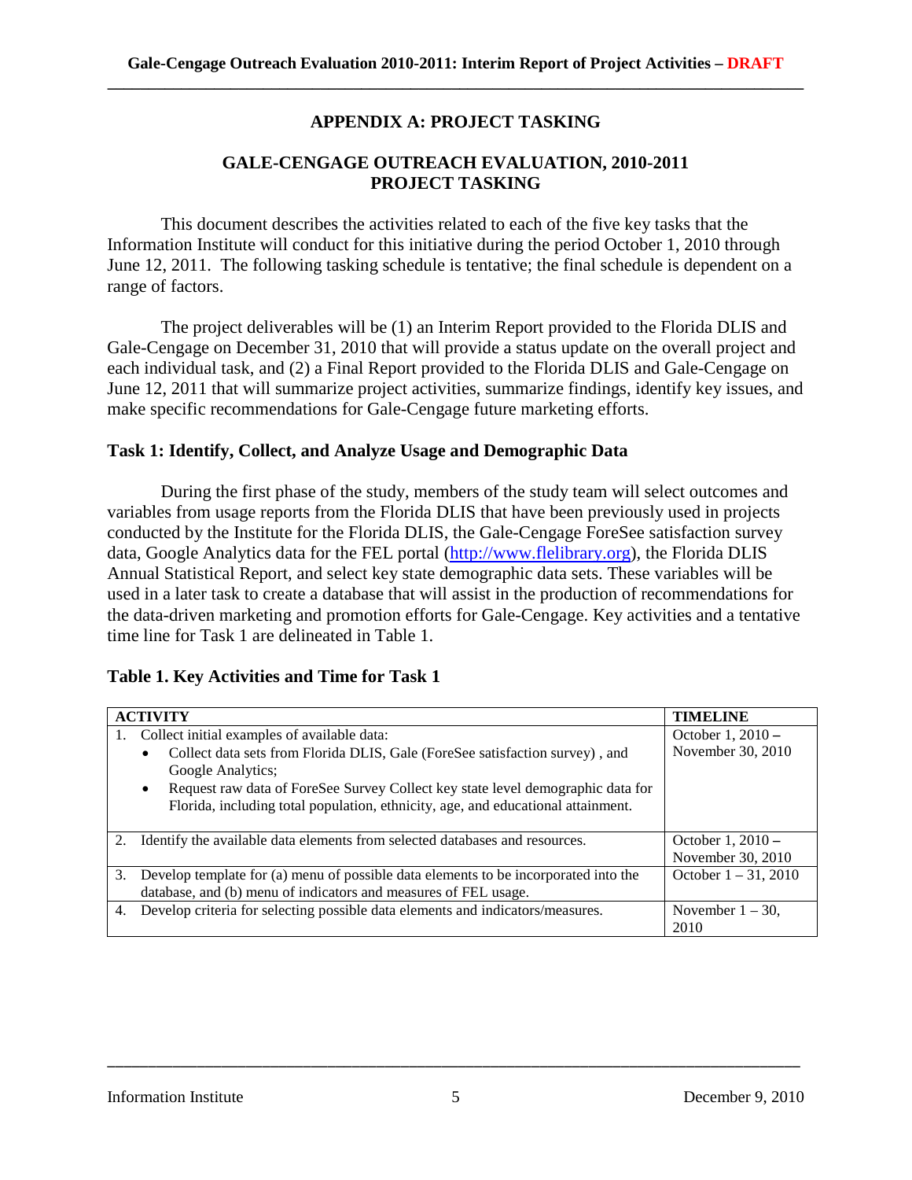## APPENDIX A: PROJECT TASKING

### GALE-CENGAGE OUTREACH EVALUATION, 2010-2011 PROJECT TASKING

This document describes the activities related to each of the five key tasks that the Information Institute will conduct for this initiative during the period October 1, 2010 through June 12, 2011. The following tasking schedule is tentative; the final schedule is dependent on a range of factors.

The project deliverables will be (1) an Interim Report provided to the Florida DLIS and Gale-Cengage on December 31, 2010 that will provide a status update on the overall project and each individual task, and (2) a Final Report provided to the Florida DLIS and Gale-Cengage on June 12, 2011 that will summarize project activities, summarize findings, identify key issues, and make specific recommendations for Gale-Cengage future marketing efforts.

### Task 1: Identify, Collect, and Analyze Usage and Demographic Data

During the first phase of the study, members of the study team will select outcomes and variables from usage reports from the Florida DLIS that have been previously used in projects conducted by the Institute for the Florida DLIS, the Gale-Cengage ForeSee satisfaction survey data, Google Analytics data for the FEL portal (http://www.flelibrary.org), the Florida DLIS Annual Statistical Report, and select key state demographic data sets. These variables will be used in a later task to create a database that will assist in the production of recommendations for the data-driven marketing and promotion efforts for Gale-Cengage. Key activities and a tentative time line for Task 1 are delineated in Table 1.

**Table 1. Key Activities and Time for Task 1**

| ACTIVITY | TIMELINE |
|---|---|
| 1. Collect initial examples of available data:<br>• Collect data sets from Florida DLIS, Gale (ForeSee satisfaction survey) , and Google Analytics;<br>• Request raw data of ForeSee Survey Collect key state level demographic data for Florida, including total population, ethnicity, age, and educational attainment. | October 1, 2010 – November 30, 2010 |
| 2. Identify the available data elements from selected databases and resources. | October 1, 2010 – November 30, 2010 |
| 3. Develop template for (a) menu of possible data elements to be incorporated into the database, and (b) menu of indicators and measures of FEL usage. | October 1 – 31, 2010 |
| 4. Develop criteria for selecting possible data elements and indicators/measures. | November 1 – 30, 2010 |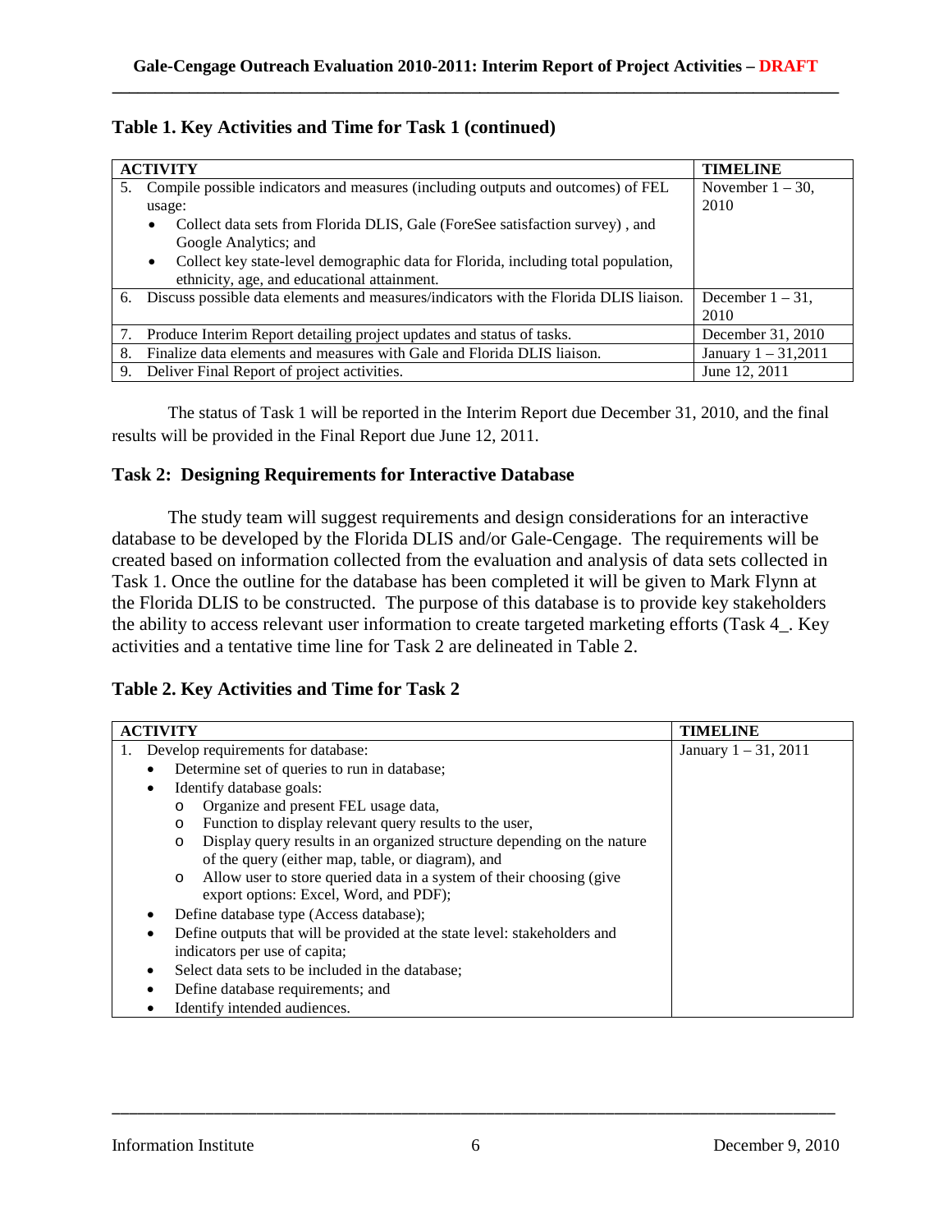**Table 1. Key Activities and Time for Task 1 (continued)**

| ACTIVITY | TIMELINE |
|---|---|
| 5. Compile possible indicators and measures (including outputs and outcomes) of FEL usage:<br>• Collect data sets from Florida DLIS, Gale (ForeSee satisfaction survey) , and Google Analytics; and<br>• Collect key state-level demographic data for Florida, including total population, ethnicity, age, and educational attainment. | November 1 – 30, 2010 |
| 6. Discuss possible data elements and measures/indicators with the Florida DLIS liaison. | December 1 – 31, 2010 |
| 7. Produce Interim Report detailing project updates and status of tasks. | December 31, 2010 |
| 8. Finalize data elements and measures with Gale and Florida DLIS liaison. | January 1 – 31,2011 |
| 9. Deliver Final Report of project activities. | June 12, 2011 |

The status of Task 1 will be reported in the Interim Report due December 31, 2010, and the final results will be provided in the Final Report due June 12, 2011.

### Task 2: Designing Requirements for Interactive Database

The study team will suggest requirements and design considerations for an interactive database to be developed by the Florida DLIS and/or Gale-Cengage. The requirements will be created based on information collected from the evaluation and analysis of data sets collected in Task 1. Once the outline for the database has been completed it will be given to Mark Flynn at the Florida DLIS to be constructed. The purpose of this database is to provide key stakeholders the ability to access relevant user information to create targeted marketing efforts (Task 4_. Key activities and a tentative time line for Task 2 are delineated in Table 2.

**Table 2. Key Activities and Time for Task 2**

| ACTIVITY | TIMELINE |
|---|---|
| 1. Develop requirements for database:<br>• Determine set of queries to run in database;<br>• Identify database goals:<br>  o Organize and present FEL usage data,<br>  o Function to display relevant query results to the user,<br>  o Display query results in an organized structure depending on the nature of the query (either map, table, or diagram), and<br>  o Allow user to store queried data in a system of their choosing (give export options: Excel, Word, and PDF);<br>• Define database type (Access database);<br>• Define outputs that will be provided at the state level: stakeholders and indicators per use of capita;<br>• Select data sets to be included in the database;<br>• Define database requirements; and<br>• Identify intended audiences. | January 1 – 31, 2011 |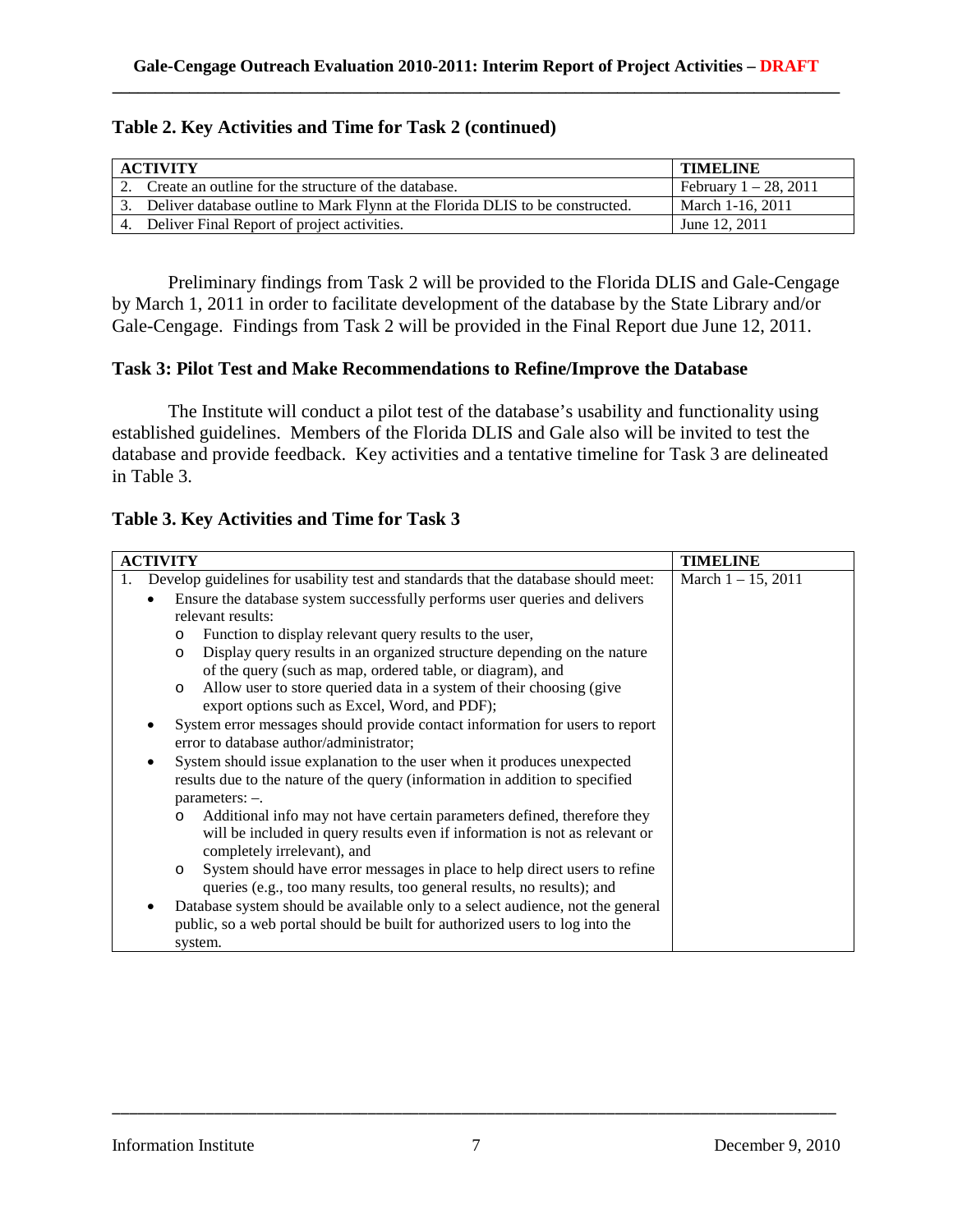**Table 2. Key Activities and Time for Task 2 (continued)**

| ACTIVITY | TIMELINE |
|---|---|
| 2. Create an outline for the structure of the database. | February 1 – 28, 2011 |
| 3. Deliver database outline to Mark Flynn at the Florida DLIS to be constructed. | March 1-16, 2011 |
| 4. Deliver Final Report of project activities. | June 12, 2011 |

Preliminary findings from Task 2 will be provided to the Florida DLIS and Gale-Cengage by March 1, 2011 in order to facilitate development of the database by the State Library and/or Gale-Cengage. Findings from Task 2 will be provided in the Final Report due June 12, 2011.

### Task 3: Pilot Test and Make Recommendations to Refine/Improve the Database

The Institute will conduct a pilot test of the database's usability and functionality using established guidelines. Members of the Florida DLIS and Gale also will be invited to test the database and provide feedback. Key activities and a tentative timeline for Task 3 are delineated in Table 3.

**Table 3. Key Activities and Time for Task 3**

| ACTIVITY | TIMELINE |
|---|---|
| 1. Develop guidelines for usability test and standards that the database should meet:<br>• Ensure the database system successfully performs user queries and delivers relevant results:<br>&nbsp;&nbsp;&nbsp;&nbsp;o Function to display relevant query results to the user,<br>&nbsp;&nbsp;&nbsp;&nbsp;o Display query results in an organized structure depending on the nature of the query (such as map, ordered table, or diagram), and<br>&nbsp;&nbsp;&nbsp;&nbsp;o Allow user to store queried data in a system of their choosing (give export options such as Excel, Word, and PDF);<br>• System error messages should provide contact information for users to report error to database author/administrator;<br>• System should issue explanation to the user when it produces unexpected results due to the nature of the query (information in addition to specified parameters: –.<br>&nbsp;&nbsp;&nbsp;&nbsp;o Additional info may not have certain parameters defined, therefore they will be included in query results even if information is not as relevant or completely irrelevant), and<br>&nbsp;&nbsp;&nbsp;&nbsp;o System should have error messages in place to help direct users to refine queries (e.g., too many results, too general results, no results); and<br>• Database system should be available only to a select audience, not the general public, so a web portal should be built for authorized users to log into the system. | March 1 – 15, 2011 |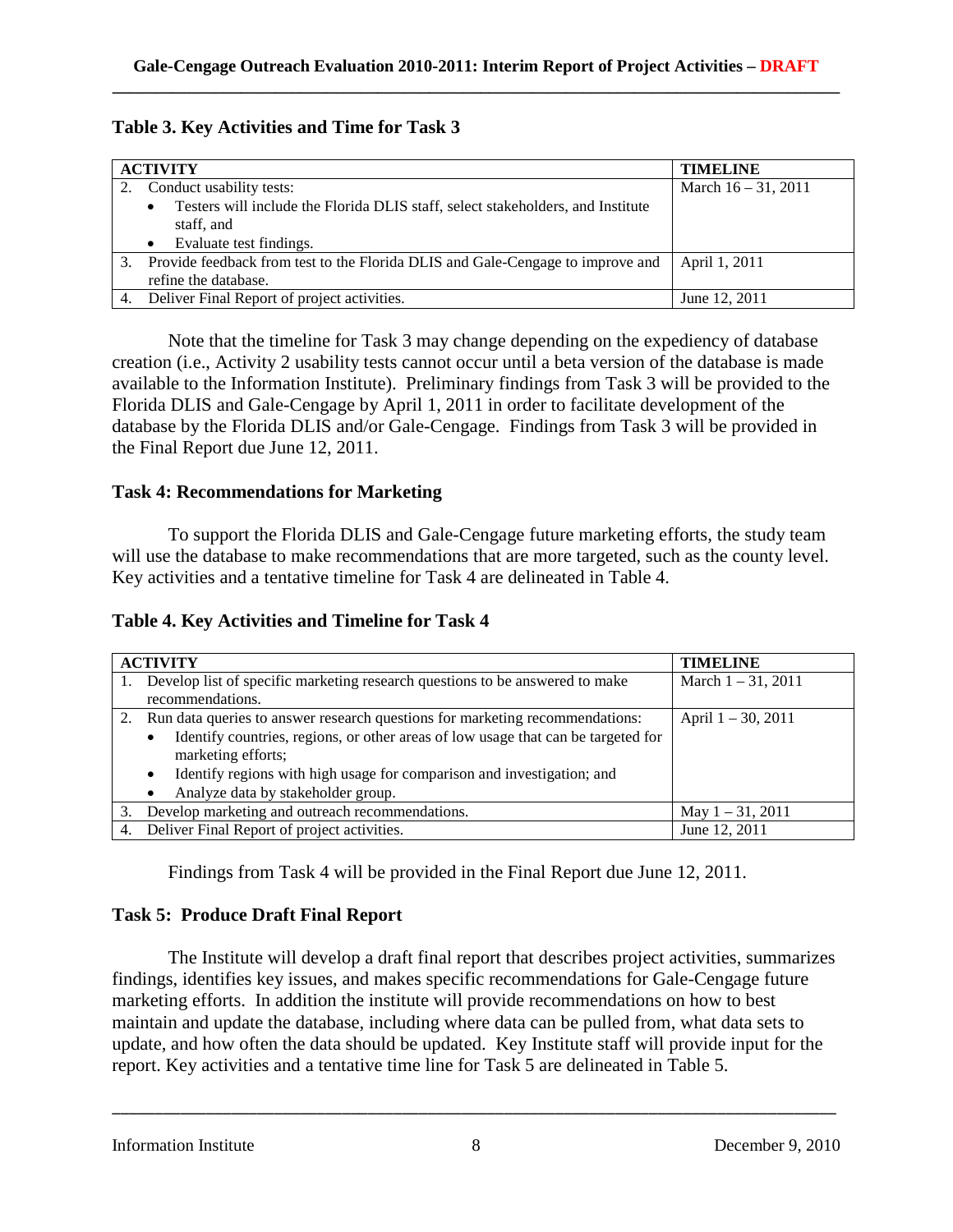**Table 3. Key Activities and Time for Task 3**

| ACTIVITY | TIMELINE |
|---|---|
| 2. Conduct usability tests:<br>• Testers will include the Florida DLIS staff, select stakeholders, and Institute staff, and<br>• Evaluate test findings. | March 16 – 31, 2011 |
| 3. Provide feedback from test to the Florida DLIS and Gale-Cengage to improve and refine the database. | April 1, 2011 |
| 4. Deliver Final Report of project activities. | June 12, 2011 |

Note that the timeline for Task 3 may change depending on the expediency of database creation (i.e., Activity 2 usability tests cannot occur until a beta version of the database is made available to the Information Institute). Preliminary findings from Task 3 will be provided to the Florida DLIS and Gale-Cengage by April 1, 2011 in order to facilitate development of the database by the Florida DLIS and/or Gale-Cengage. Findings from Task 3 will be provided in the Final Report due June 12, 2011.

### Task 4: Recommendations for Marketing

To support the Florida DLIS and Gale-Cengage future marketing efforts, the study team will use the database to make recommendations that are more targeted, such as the county level. Key activities and a tentative timeline for Task 4 are delineated in Table 4.

**Table 4. Key Activities and Timeline for Task 4**

| ACTIVITY | TIMELINE |
|---|---|
| 1. Develop list of specific marketing research questions to be answered to make recommendations. | March 1 – 31, 2011 |
| 2. Run data queries to answer research questions for marketing recommendations:<br>• Identify countries, regions, or other areas of low usage that can be targeted for marketing efforts;<br>• Identify regions with high usage for comparison and investigation; and<br>• Analyze data by stakeholder group. | April 1 – 30, 2011 |
| 3. Develop marketing and outreach recommendations. | May 1 – 31, 2011 |
| 4. Deliver Final Report of project activities. | June 12, 2011 |

Findings from Task 4 will be provided in the Final Report due June 12, 2011.

### Task 5: Produce Draft Final Report

The Institute will develop a draft final report that describes project activities, summarizes findings, identifies key issues, and makes specific recommendations for Gale-Cengage future marketing efforts. In addition the institute will provide recommendations on how to best maintain and update the database, including where data can be pulled from, what data sets to update, and how often the data should be updated. Key Institute staff will provide input for the report. Key activities and a tentative time line for Task 5 are delineated in Table 5.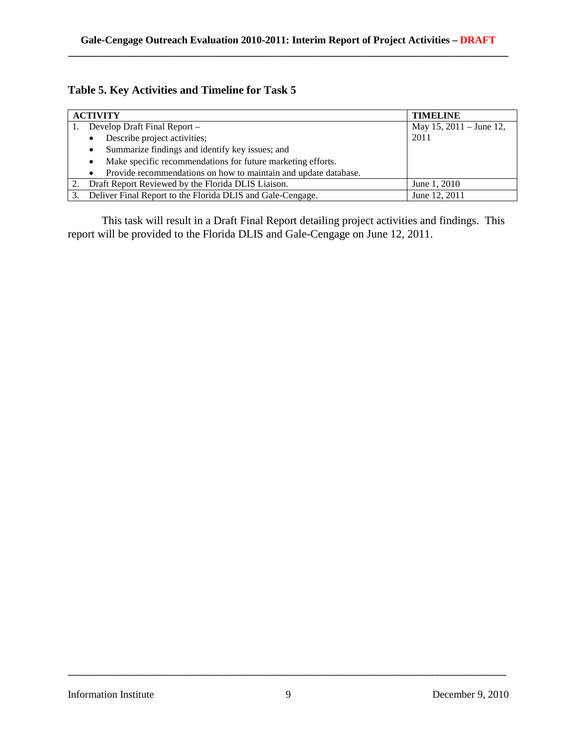**Table 5. Key Activities and Timeline for Task 5**

| ACTIVITY | TIMELINE |
|---|---|
| 1. Develop Draft Final Report – <br>• Describe project activities; <br>• Summarize findings and identify key issues; and <br>• Make specific recommendations for future marketing efforts. <br>• Provide recommendations on how to maintain and update database. | May 15, 2011 – June 12, 2011 |
| 2. Draft Report Reviewed by the Florida DLIS Liaison. | June 1, 2010 |
| 3. Deliver Final Report to the Florida DLIS and Gale-Cengage. | June 12, 2011 |

This task will result in a Draft Final Report detailing project activities and findings. This report will be provided to the Florida DLIS and Gale-Cengage on June 12, 2011.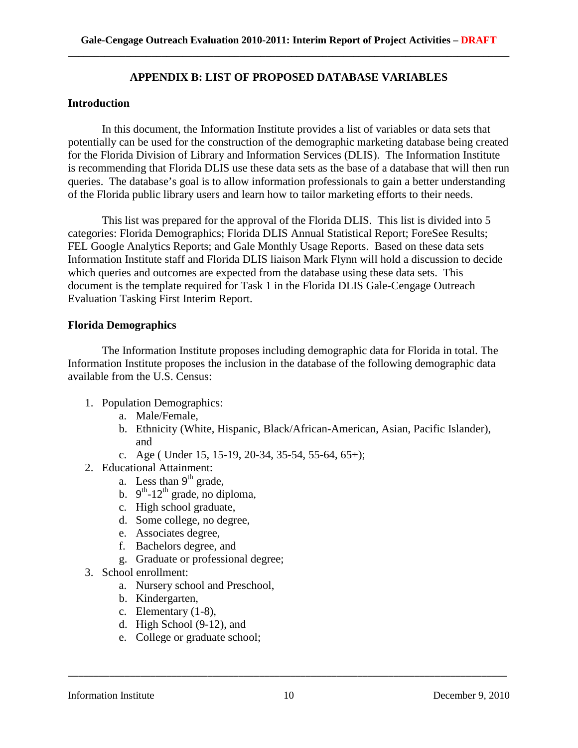## APPENDIX B: LIST OF PROPOSED DATABASE VARIABLES

### Introduction

In this document, the Information Institute provides a list of variables or data sets that potentially can be used for the construction of the demographic marketing database being created for the Florida Division of Library and Information Services (DLIS). The Information Institute is recommending that Florida DLIS use these data sets as the base of a database that will then run queries. The database's goal is to allow information professionals to gain a better understanding of the Florida public library users and learn how to tailor marketing efforts to their needs.

This list was prepared for the approval of the Florida DLIS. This list is divided into 5 categories: Florida Demographics; Florida DLIS Annual Statistical Report; ForeSee Results; FEL Google Analytics Reports; and Gale Monthly Usage Reports. Based on these data sets Information Institute staff and Florida DLIS liaison Mark Flynn will hold a discussion to decide which queries and outcomes are expected from the database using these data sets. This document is the template required for Task 1 in the Florida DLIS Gale-Cengage Outreach Evaluation Tasking First Interim Report.

### Florida Demographics

The Information Institute proposes including demographic data for Florida in total. The Information Institute proposes the inclusion in the database of the following demographic data available from the U.S. Census:

1. Population Demographics:
   a. Male/Female,
   b. Ethnicity (White, Hispanic, Black/African-American, Asian, Pacific Islander), and
   c. Age ( Under 15, 15-19, 20-34, 35-54, 55-64, 65+);
2. Educational Attainment:
   a. Less than 9th grade,
   b. 9th-12th grade, no diploma,
   c. High school graduate,
   d. Some college, no degree,
   e. Associates degree,
   f. Bachelors degree, and
   g. Graduate or professional degree;
3. School enrollment:
   a. Nursery school and Preschool,
   b. Kindergarten,
   c. Elementary (1-8),
   d. High School (9-12), and
   e. College or graduate school;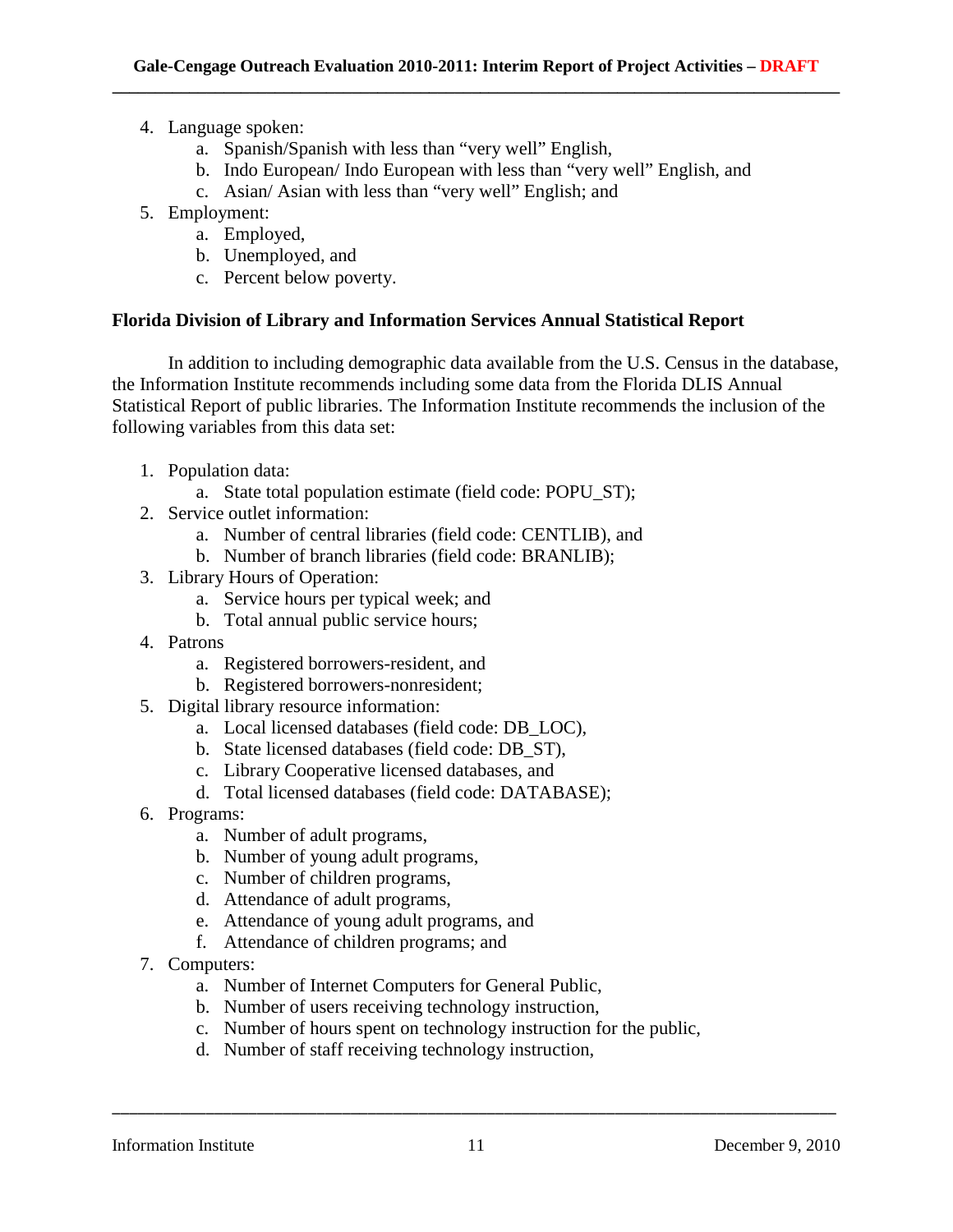4. Language spoken:
    a. Spanish/Spanish with less than "very well" English,
    b. Indo European/ Indo European with less than "very well" English, and
    c. Asian/ Asian with less than "very well" English; and
5. Employment:
    a. Employed,
    b. Unemployed, and
    c. Percent below poverty.

**Florida Division of Library and Information Services Annual Statistical Report**

In addition to including demographic data available from the U.S. Census in the database, the Information Institute recommends including some data from the Florida DLIS Annual Statistical Report of public libraries. The Information Institute recommends the inclusion of the following variables from this data set:

1. Population data:
    a. State total population estimate (field code: POPU_ST);
2. Service outlet information:
    a. Number of central libraries (field code: CENTLIB), and
    b. Number of branch libraries (field code: BRANLIB);
3. Library Hours of Operation:
    a. Service hours per typical week; and
    b. Total annual public service hours;
4. Patrons
    a. Registered borrowers-resident, and
    b. Registered borrowers-nonresident;
5. Digital library resource information:
    a. Local licensed databases (field code: DB_LOC),
    b. State licensed databases (field code: DB_ST),
    c. Library Cooperative licensed databases, and
    d. Total licensed databases (field code: DATABASE);
6. Programs:
    a. Number of adult programs,
    b. Number of young adult programs,
    c. Number of children programs,
    d. Attendance of adult programs,
    e. Attendance of young adult programs, and
    f. Attendance of children programs; and
7. Computers:
    a. Number of Internet Computers for General Public,
    b. Number of users receiving technology instruction,
    c. Number of hours spent on technology instruction for the public,
    d. Number of staff receiving technology instruction,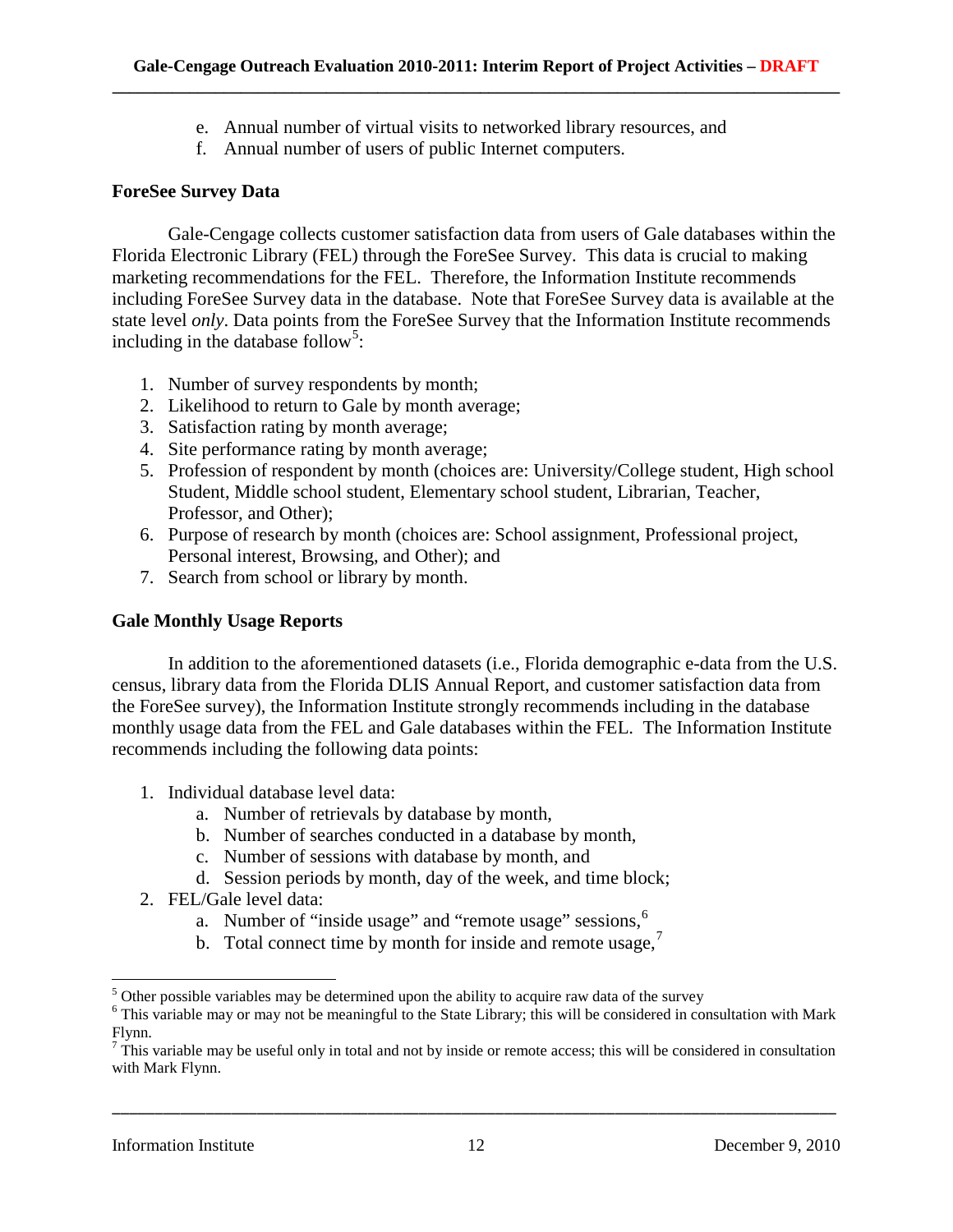e. Annual number of virtual visits to networked library resources, and
f. Annual number of users of public Internet computers.

### ForeSee Survey Data

Gale-Cengage collects customer satisfaction data from users of Gale databases within the Florida Electronic Library (FEL) through the ForeSee Survey. This data is crucial to making marketing recommendations for the FEL. Therefore, the Information Institute recommends including ForeSee Survey data in the database. Note that ForeSee Survey data is available at the state level *only*. Data points from the ForeSee Survey that the Information Institute recommends including in the database follow[5]:

1. Number of survey respondents by month;
2. Likelihood to return to Gale by month average;
3. Satisfaction rating by month average;
4. Site performance rating by month average;
5. Profession of respondent by month (choices are: University/College student, High school Student, Middle school student, Elementary school student, Librarian, Teacher, Professor, and Other);
6. Purpose of research by month (choices are: School assignment, Professional project, Personal interest, Browsing, and Other); and
7. Search from school or library by month.

### Gale Monthly Usage Reports

In addition to the aforementioned datasets (i.e., Florida demographic e-data from the U.S. census, library data from the Florida DLIS Annual Report, and customer satisfaction data from the ForeSee survey), the Information Institute strongly recommends including in the database monthly usage data from the FEL and Gale databases within the FEL. The Information Institute recommends including the following data points:

1. Individual database level data:
   a. Number of retrievals by database by month,
   b. Number of searches conducted in a database by month,
   c. Number of sessions with database by month, and
   d. Session periods by month, day of the week, and time block;
2. FEL/Gale level data:
   a. Number of "inside usage" and "remote usage" sessions,[6]
   b. Total connect time by month for inside and remote usage,[7]

---

[5] Other possible variables may be determined upon the ability to acquire raw data of the survey

[6] This variable may or may not be meaningful to the State Library; this will be considered in consultation with Mark Flynn.

[7] This variable may be useful only in total and not by inside or remote access; this will be considered in consultation with Mark Flynn.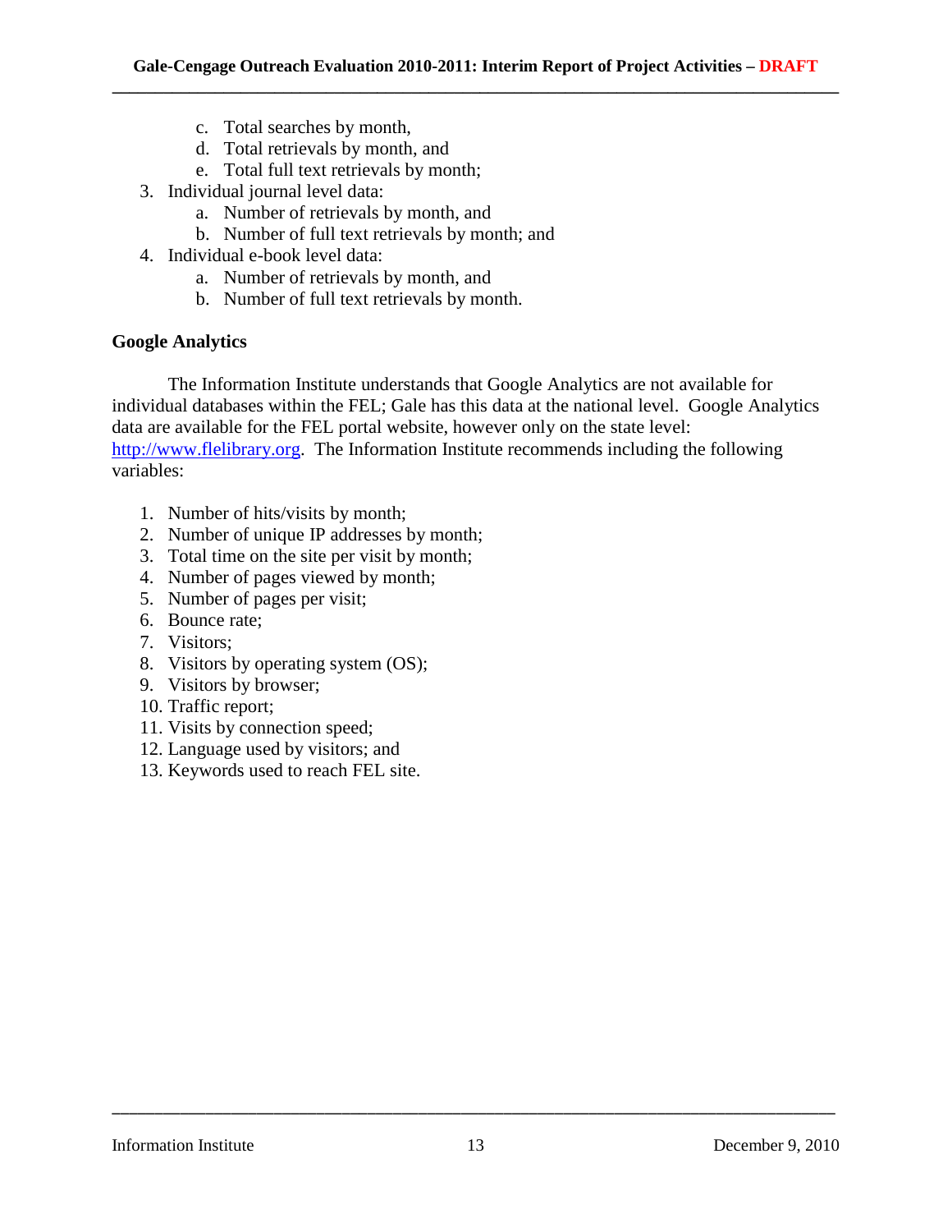c. Total searches by month,
   d. Total retrievals by month, and
   e. Total full text retrievals by month;
3. Individual journal level data:
   a. Number of retrievals by month, and
   b. Number of full text retrievals by month; and
4. Individual e-book level data:
   a. Number of retrievals by month, and
   b. Number of full text retrievals by month.

**Google Analytics**

The Information Institute understands that Google Analytics are not available for individual databases within the FEL; Gale has this data at the national level. Google Analytics data are available for the FEL portal website, however only on the state level: http://www.flelibrary.org. The Information Institute recommends including the following variables:

1. Number of hits/visits by month;
2. Number of unique IP addresses by month;
3. Total time on the site per visit by month;
4. Number of pages viewed by month;
5. Number of pages per visit;
6. Bounce rate;
7. Visitors;
8. Visitors by operating system (OS);
9. Visitors by browser;
10. Traffic report;
11. Visits by connection speed;
12. Language used by visitors; and
13. Keywords used to reach FEL site.